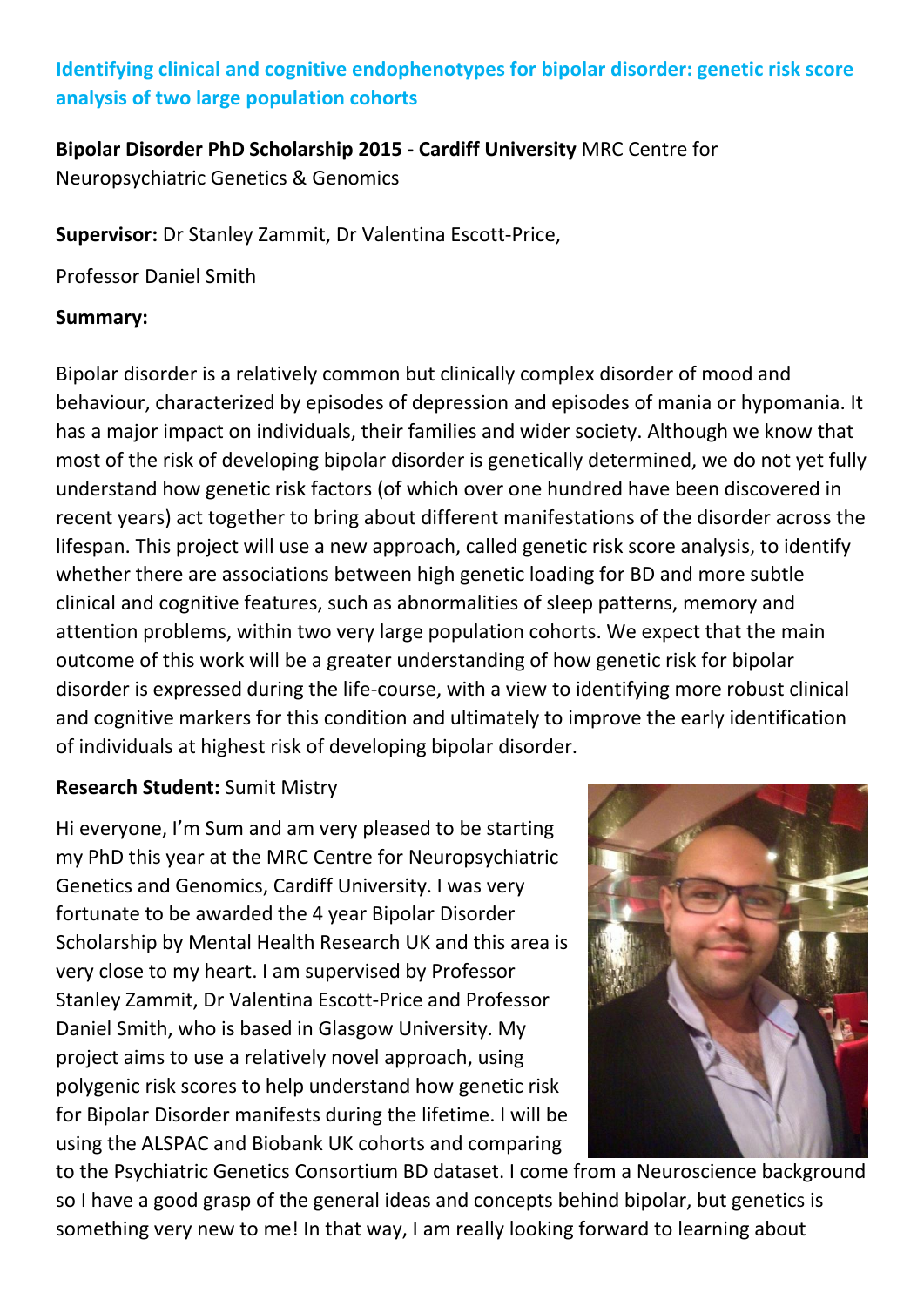## Identifying clinical and cognitive endophenotypes for bipolar disorder: genetic risk score analysis of two large population cohorts

**Bipolar Disorder PhD Scholarship 2015 - Cardiff University** MRC Centre for Neuropsychiatric Genetics & Genomics

**Supervisor:** Dr Stanley Zammit, Dr Valentina Escott-Price,

Professor Daniel Smith

**Summary:**

Bipolar disorder is a relatively common but clinically complex disorder of mood and behaviour, characterized by episodes of depression and episodes of mania or hypomania. It has a major impact on individuals, their families and wider society. Although we know that most of the risk of developing bipolar disorder is genetically determined, we do not yet fully understand how genetic risk factors (of which over one hundred have been discovered in recent years) act together to bring about different manifestations of the disorder across the lifespan. This project will use a new approach, called genetic risk score analysis, to identify whether there are associations between high genetic loading for BD and more subtle clinical and cognitive features, such as abnormalities of sleep patterns, memory and attention problems, within two very large population cohorts. We expect that the main outcome of this work will be a greater understanding of how genetic risk for bipolar disorder is expressed during the life-course, with a view to identifying more robust clinical and cognitive markers for this condition and ultimately to improve the early identification of individuals at highest risk of developing bipolar disorder.

**Research Student:** Sumit Mistry

Hi everyone, I'm Sum and am very pleased to be starting my PhD this year at the MRC Centre for Neuropsychiatric Genetics and Genomics, Cardiff University. I was very fortunate to be awarded the 4 year Bipolar Disorder Scholarship by Mental Health Research UK and this area is very close to my heart. I am supervised by Professor Stanley Zammit, Dr Valentina Escott-Price and Professor Daniel Smith, who is based in Glasgow University. My project aims to use a relatively novel approach, using polygenic risk scores to help understand how genetic risk for Bipolar Disorder manifests during the lifetime. I will be using the ALSPAC and Biobank UK cohorts and comparing to the Psychiatric Genetics Consortium BD dataset. I come from a Neuroscience background so I have a good grasp of the general ideas and concepts behind bipolar, but genetics is something very new to me! In that way, I am really looking forward to learning about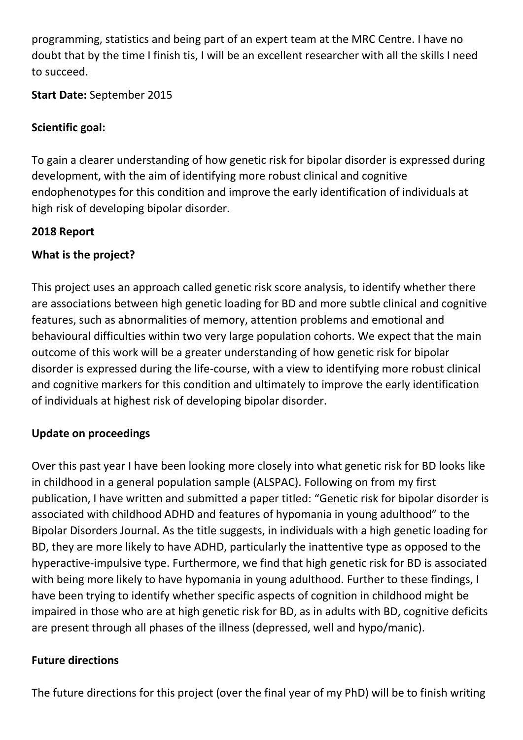programming, statistics and being part of an expert team at the MRC Centre. I have no doubt that by the time I finish tis, I will be an excellent researcher with all the skills I need to succeed.

**Start Date:** September 2015

**Scientific goal:**

To gain a clearer understanding of how genetic risk for bipolar disorder is expressed during development, with the aim of identifying more robust clinical and cognitive endophenotypes for this condition and improve the early identification of individuals at high risk of developing bipolar disorder.

**2018 Report**

**What is the project?**

This project uses an approach called genetic risk score analysis, to identify whether there are associations between high genetic loading for BD and more subtle clinical and cognitive features, such as abnormalities of memory, attention problems and emotional and behavioural difficulties within two very large population cohorts. We expect that the main outcome of this work will be a greater understanding of how genetic risk for bipolar disorder is expressed during the life-course, with a view to identifying more robust clinical and cognitive markers for this condition and ultimately to improve the early identification of individuals at highest risk of developing bipolar disorder.

**Update on proceedings**

Over this past year I have been looking more closely into what genetic risk for BD looks like in childhood in a general population sample (ALSPAC). Following on from my first publication, I have written and submitted a paper titled: "Genetic risk for bipolar disorder is associated with childhood ADHD and features of hypomania in young adulthood" to the Bipolar Disorders Journal. As the title suggests, in individuals with a high genetic loading for BD, they are more likely to have ADHD, particularly the inattentive type as opposed to the hyperactive-impulsive type. Furthermore, we find that high genetic risk for BD is associated with being more likely to have hypomania in young adulthood. Further to these findings, I have been trying to identify whether specific aspects of cognition in childhood might be impaired in those who are at high genetic risk for BD, as in adults with BD, cognitive deficits are present through all phases of the illness (depressed, well and hypo/manic).

**Future directions**

The future directions for this project (over the final year of my PhD) will be to finish writing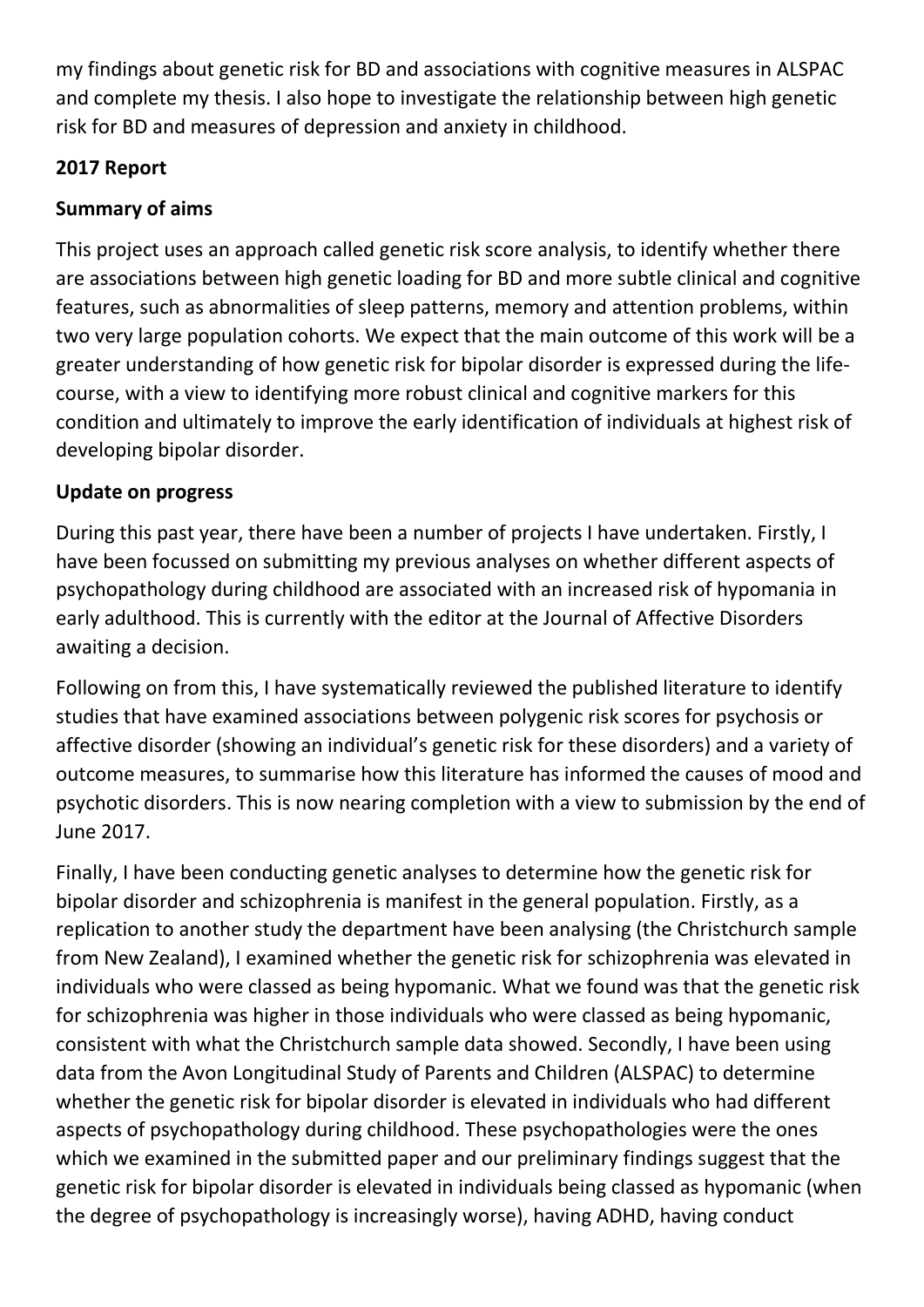my findings about genetic risk for BD and associations with cognitive measures in ALSPAC and complete my thesis. I also hope to investigate the relationship between high genetic risk for BD and measures of depression and anxiety in childhood.

## 2017 Report

### Summary of aims

This project uses an approach called genetic risk score analysis, to identify whether there are associations between high genetic loading for BD and more subtle clinical and cognitive features, such as abnormalities of sleep patterns, memory and attention problems, within two very large population cohorts. We expect that the main outcome of this work will be a greater understanding of how genetic risk for bipolar disorder is expressed during the life-course, with a view to identifying more robust clinical and cognitive markers for this condition and ultimately to improve the early identification of individuals at highest risk of developing bipolar disorder.

### Update on progress

During this past year, there have been a number of projects I have undertaken. Firstly, I have been focussed on submitting my previous analyses on whether different aspects of psychopathology during childhood are associated with an increased risk of hypomania in early adulthood. This is currently with the editor at the Journal of Affective Disorders awaiting a decision.

Following on from this, I have systematically reviewed the published literature to identify studies that have examined associations between polygenic risk scores for psychosis or affective disorder (showing an individual's genetic risk for these disorders) and a variety of outcome measures, to summarise how this literature has informed the causes of mood and psychotic disorders. This is now nearing completion with a view to submission by the end of June 2017.

Finally, I have been conducting genetic analyses to determine how the genetic risk for bipolar disorder and schizophrenia is manifest in the general population. Firstly, as a replication to another study the department have been analysing (the Christchurch sample from New Zealand), I examined whether the genetic risk for schizophrenia was elevated in individuals who were classed as being hypomanic. What we found was that the genetic risk for schizophrenia was higher in those individuals who were classed as being hypomanic, consistent with what the Christchurch sample data showed. Secondly, I have been using data from the Avon Longitudinal Study of Parents and Children (ALSPAC) to determine whether the genetic risk for bipolar disorder is elevated in individuals who had different aspects of psychopathology during childhood. These psychopathologies were the ones which we examined in the submitted paper and our preliminary findings suggest that the genetic risk for bipolar disorder is elevated in individuals being classed as hypomanic (when the degree of psychopathology is increasingly worse), having ADHD, having conduct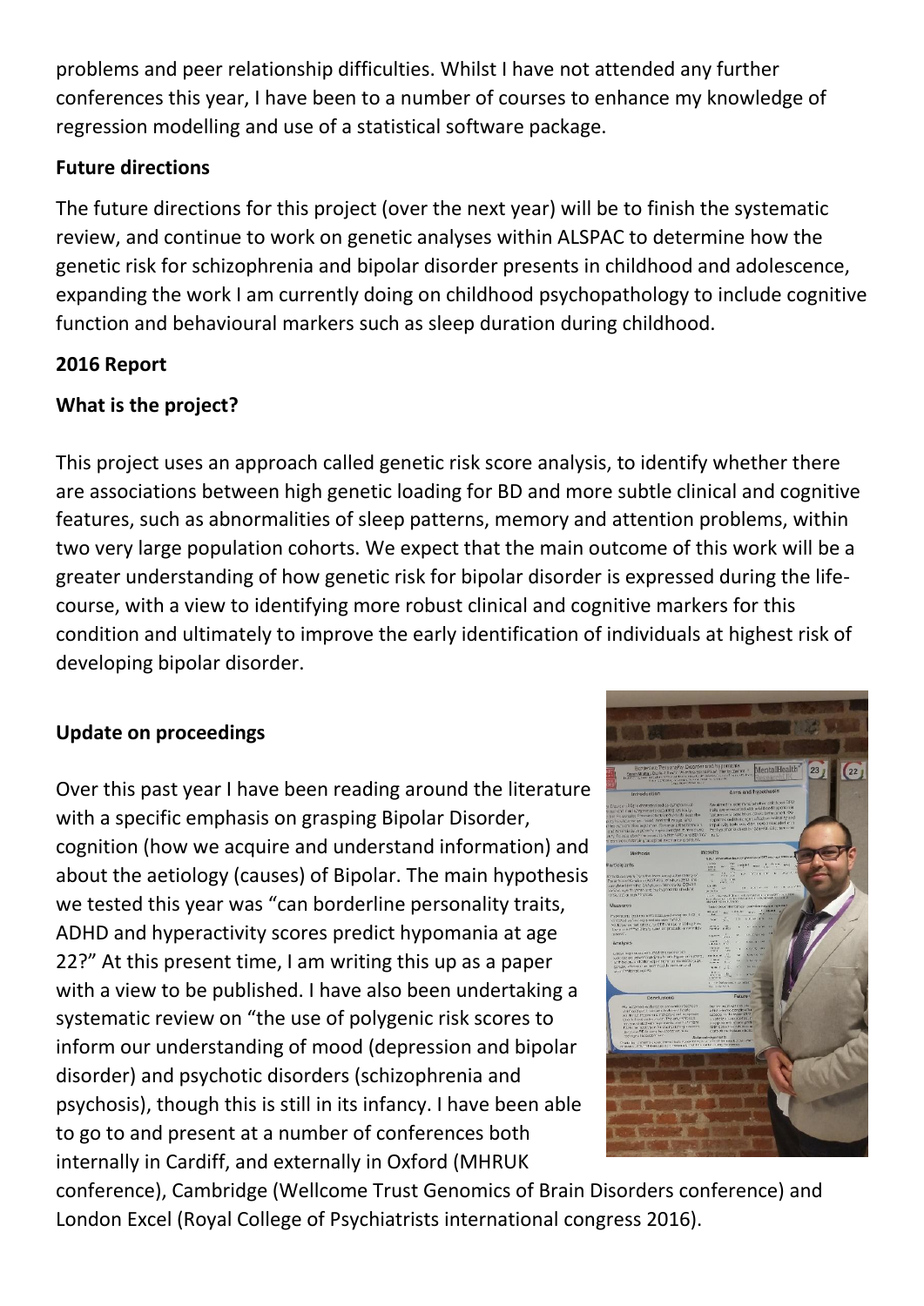problems and peer relationship difficulties. Whilst I have not attended any further conferences this year, I have been to a number of courses to enhance my knowledge of regression modelling and use of a statistical software package.

**Future directions**

The future directions for this project (over the next year) will be to finish the systematic review, and continue to work on genetic analyses within ALSPAC to determine how the genetic risk for schizophrenia and bipolar disorder presents in childhood and adolescence, expanding the work I am currently doing on childhood psychopathology to include cognitive function and behavioural markers such as sleep duration during childhood.

**2016 Report**

**What is the project?**

This project uses an approach called genetic risk score analysis, to identify whether there are associations between high genetic loading for BD and more subtle clinical and cognitive features, such as abnormalities of sleep patterns, memory and attention problems, within two very large population cohorts. We expect that the main outcome of this work will be a greater understanding of how genetic risk for bipolar disorder is expressed during the life-course, with a view to identifying more robust clinical and cognitive markers for this condition and ultimately to improve the early identification of individuals at highest risk of developing bipolar disorder.

**Update on proceedings**

Over this past year I have been reading around the literature with a specific emphasis on grasping Bipolar Disorder, cognition (how we acquire and understand information) and about the aetiology (causes) of Bipolar. The main hypothesis we tested this year was "can borderline personality traits, ADHD and hyperactivity scores predict hypomania at age 22?" At this present time, I am writing this up as a paper with a view to be published. I have also been undertaking a systematic review on "the use of polygenic risk scores to inform our understanding of mood (depression and bipolar disorder) and psychotic disorders (schizophrenia and psychosis), though this is still in its infancy. I have been able to go to and present at a number of conferences both internally in Cardiff, and externally in Oxford (MHRUK conference), Cambridge (Wellcome Trust Genomics of Brain Disorders conference) and London Excel (Royal College of Psychiatrists international congress 2016).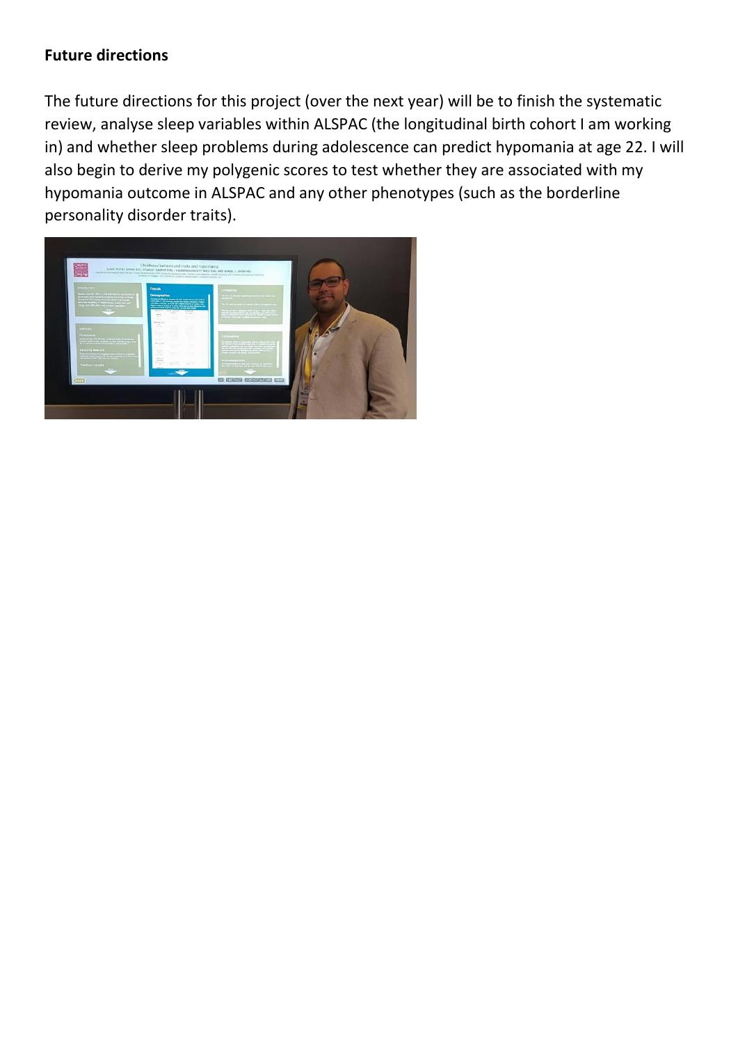**Future directions**

The future directions for this project (over the next year) will be to finish the systematic review, analyse sleep variables within ALSPAC (the longitudinal birth cohort I am working in) and whether sleep problems during adolescence can predict hypomania at age 22. I will also begin to derive my polygenic scores to test whether they are associated with my hypomania outcome in ALSPAC and any other phenotypes (such as the borderline personality disorder traits).